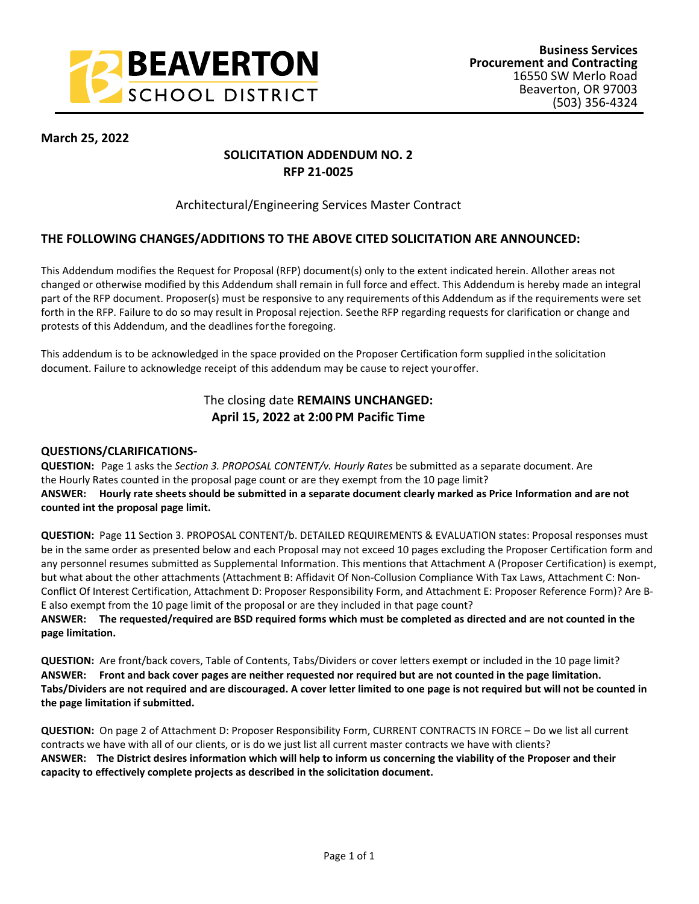**BEAVERTON SCHOOL DISTRICT**

**Business Services**
**Procurement and Contracting**
16550 SW Merlo Road
Beaverton, OR 97003
(503) 356-4324

**March 25, 2022**

## SOLICITATION ADDENDUM NO. 2
## RFP 21-0025

Architectural/Engineering Services Master Contract

### THE FOLLOWING CHANGES/ADDITIONS TO THE ABOVE CITED SOLICITATION ARE ANNOUNCED:

This Addendum modifies the Request for Proposal (RFP) document(s) only to the extent indicated herein. Allother areas not changed or otherwise modified by this Addendum shall remain in full force and effect. This Addendum is hereby made an integral part of the RFP document. Proposer(s) must be responsive to any requirements ofthis Addendum as if the requirements were set forth in the RFP. Failure to do so may result in Proposal rejection. Seethe RFP regarding requests for clarification or change and protests of this Addendum, and the deadlines forthe foregoing.

This addendum is to be acknowledged in the space provided on the Proposer Certification form supplied inthe solicitation document. Failure to acknowledge receipt of this addendum may be cause to reject youroffer.

The closing date **REMAINS UNCHANGED:**
**April 15, 2022 at 2:00 PM Pacific Time**

**QUESTIONS/CLARIFICATIONS-**

**QUESTION:** Page 1 asks the *Section 3. PROPOSAL CONTENT/v. Hourly Rates* be submitted as a separate document. Are the Hourly Rates counted in the proposal page count or are they exempt from the 10 page limit?
**ANSWER: Hourly rate sheets should be submitted in a separate document clearly marked as Price Information and are not counted int the proposal page limit.**

**QUESTION:** Page 11 Section 3. PROPOSAL CONTENT/b. DETAILED REQUIREMENTS & EVALUATION states: Proposal responses must be in the same order as presented below and each Proposal may not exceed 10 pages excluding the Proposer Certification form and any personnel resumes submitted as Supplemental Information. This mentions that Attachment A (Proposer Certification) is exempt, but what about the other attachments (Attachment B: Affidavit Of Non-Collusion Compliance With Tax Laws, Attachment C: Non-Conflict Of Interest Certification, Attachment D: Proposer Responsibility Form, and Attachment E: Proposer Reference Form)? Are B-E also exempt from the 10 page limit of the proposal or are they included in that page count?
**ANSWER: The requested/required are BSD required forms which must be completed as directed and are not counted in the page limitation.**

**QUESTION:** Are front/back covers, Table of Contents, Tabs/Dividers or cover letters exempt or included in the 10 page limit?
**ANSWER: Front and back cover pages are neither requested nor required but are not counted in the page limitation. Tabs/Dividers are not required and are discouraged. A cover letter limited to one page is not required but will not be counted in the page limitation if submitted.**

**QUESTION:** On page 2 of Attachment D: Proposer Responsibility Form, CURRENT CONTRACTS IN FORCE – Do we list all current contracts we have with all of our clients, or is do we just list all current master contracts we have with clients?
**ANSWER: The District desires information which will help to inform us concerning the viability of the Proposer and their capacity to effectively complete projects as described in the solicitation document.**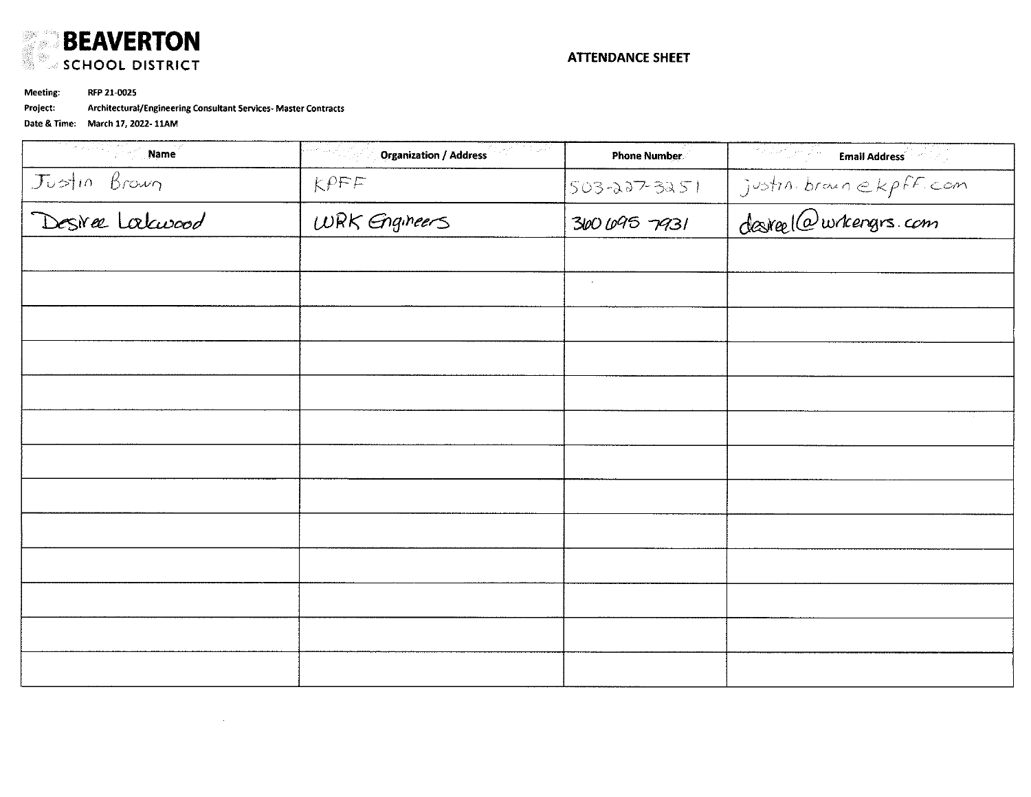**BEAVERTON**
SCHOOL DISTRICT

**ATTENDANCE SHEET**

**Meeting:** RFP 21-0025

**Project:** Architectural/Engineering Consultant Services- Master Contracts

**Date & Time:** March 17, 2022- 11AM

| Name | Organization / Address | Phone Number | Email Address |
|---|---|---|---|
| Justin Brown | KPFF | 503-227-3251 | justin.brown@kpff.com |
| Desiree Lockwood | WRK Engineers | 360 695 7931 | desireel@wrkengrs.com |
| | | | |
| | | | |
| | | | |
| | | | |
| | | | |
| | | | |
| | | | |
| | | | |
| | | | |
| | | | |
| | | | |
| | | | |
| | | | |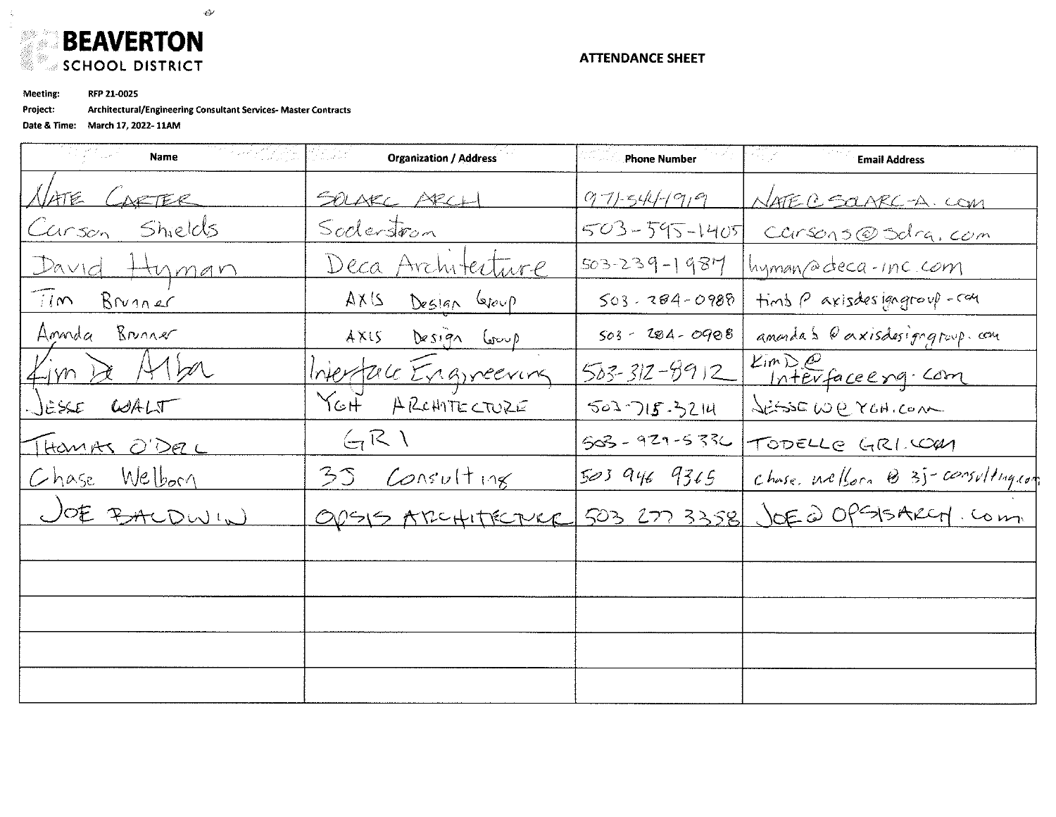**BEAVERTON**
SCHOOL DISTRICT

**ATTENDANCE SHEET**

**Meeting:** RFP 21-0025
**Project:** Architectural/Engineering Consultant Services- Master Contracts
**Date & Time:** March 17, 2022- 11AM

| Name | Organization / Address | Phone Number | Email Address |
|---|---|---|---|
| NATE CARTER | SOLARC ARCH | 971-544-1919 | NATE@SOLARC-A.COM |
| Carson Shields | Soderstrom | 503-595-1405 | carsons@sdra.com |
| David Hyman | Deca Architecture | 503-239-1987 | hyman@deca-inc.com |
| Tim Brunner | AXIS Design Group | 503-284-0988 | timb@axisdesigngroup.com |
| Amanda Brunner | AXIS Design Group | 503-284-0988 | amandab@axisdesigngroup.com |
| Kim De Alba | Interface Engineering | 503-312-8912 | KimD@interfaceeng.com |
| JESSE WALT | YGH ARCHITECTURE | 503-715-3214 | JESSEW@YGH.COM |
| THOMAS O'DELL | GRI | 503-924-5336 | TODELL@GRI.COM |
| Chase Welborn | 3J Consulting | 503 946 9365 | chase.welborn@3j-consulting.com |
| JOE BALDWIN | OPSIS ARCHITECTURE | 503 277 3358 | JOE@OPSISARCH.com |
| | | | |
| | | | |
| | | | |
| | | | |
| | | | |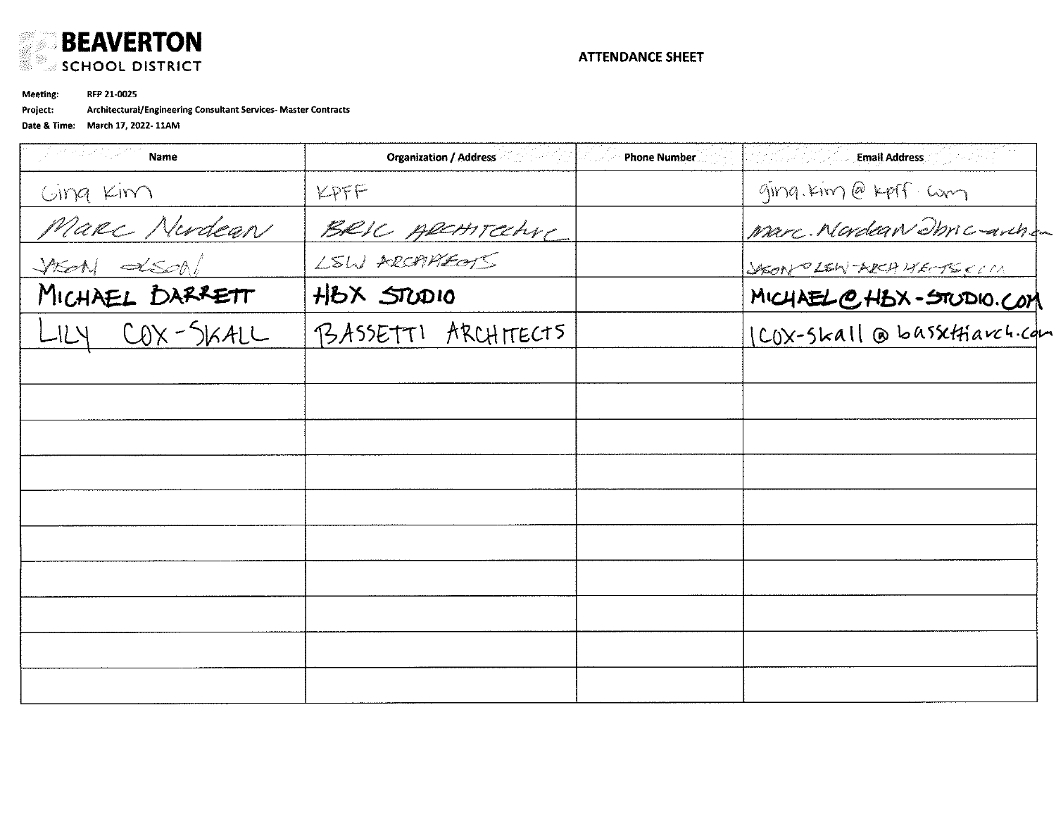**BEAVERTON SCHOOL DISTRICT**

**ATTENDANCE SHEET**

**Meeting:** RFP 21-0025

**Project:** Architectural/Engineering Consultant Services- Master Contracts

**Date & Time:** March 17, 2022- 11AM

| Name | Organization / Address | Phone Number | Email Address |
|---|---|---|---|
| Gina Kim | KPFF | | gina.kim@kpff.com |
| Marc Nordean | BRIC Architecture | | marc.Nordean@bric-arch... |
| Jason Olson | LSW ARCHITECTS | | JASON@LSW-ARCHITECTS.COM |
| MICHAEL BARRETT | HBX STUDIO | | MICHAEL@HBX-STUDIO.COM |
| LILY COX-SKALL | BASSETTI ARCHITECTS | | lcox-skall@bassettiarch.com |
| | | | |
| | | | |
| | | | |
| | | | |
| | | | |
| | | | |
| | | | |
| | | | |
| | | | |
| | | | |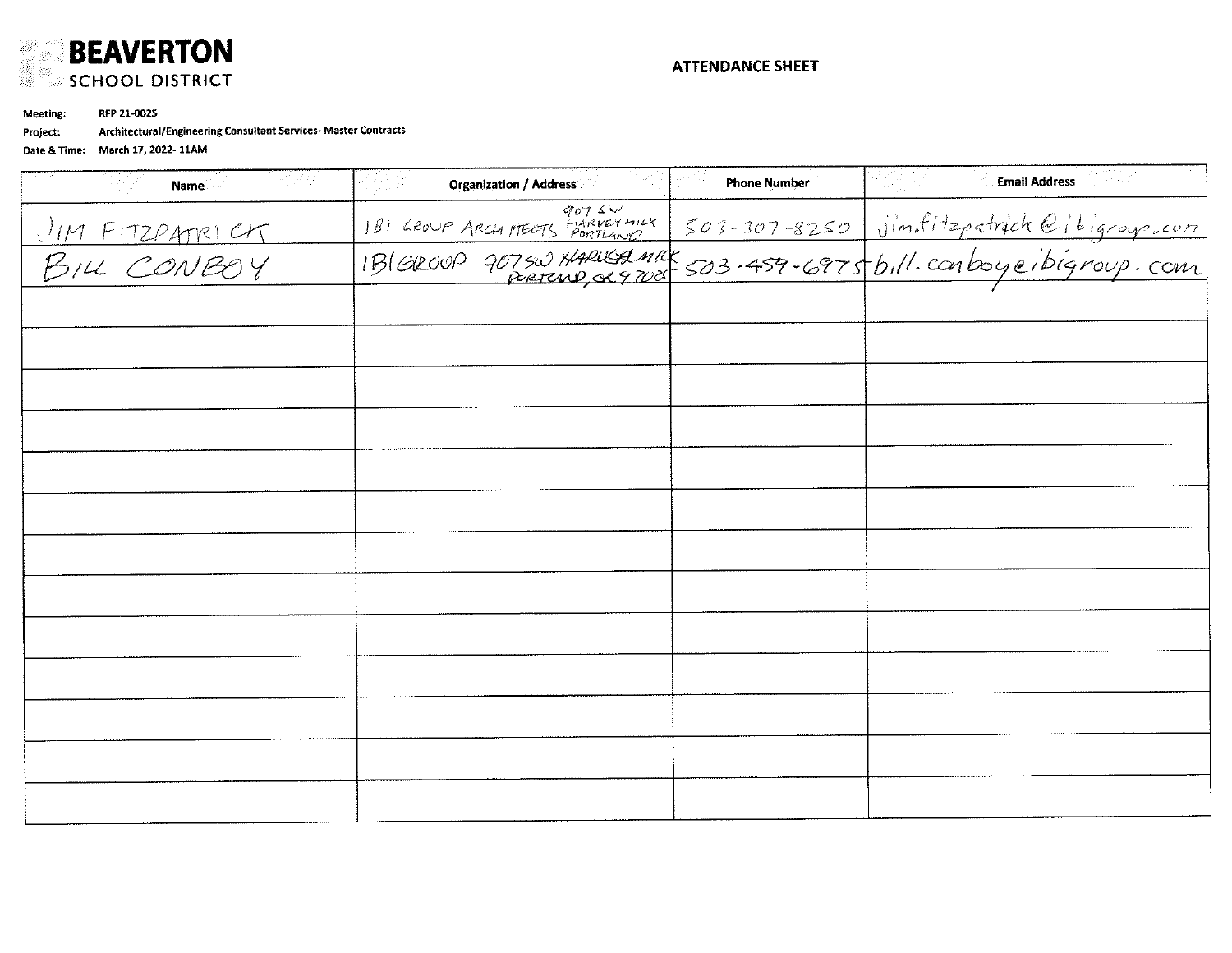**BEAVERTON**
SCHOOL DISTRICT

## ATTENDANCE SHEET

**Meeting:** RFP 21-0025
**Project:** Architectural/Engineering Consultant Services- Master Contracts
**Date & Time:** March 17, 2022- 11AM

| Name | Organization / Address | Phone Number | Email Address |
|---|---|---|---|
| JIM FITZPATRICK | IBI GROUP ARCHITECTS 907 SW HARVEY MILK PORTLAND | 503-307-8250 | jim.fitzpatrick@ibigroup.com |
| BILL CONBOY | IBIGROUP 907 SW HARVEY MILK PORTLAND, OR 97205 | 503-459-6975 | bill.conboy@ibigroup.com |
| | | | |
| | | | |
| | | | |
| | | | |
| | | | |
| | | | |
| | | | |
| | | | |
| | | | |
| | | | |
| | | | |
| | | | |
| | | | |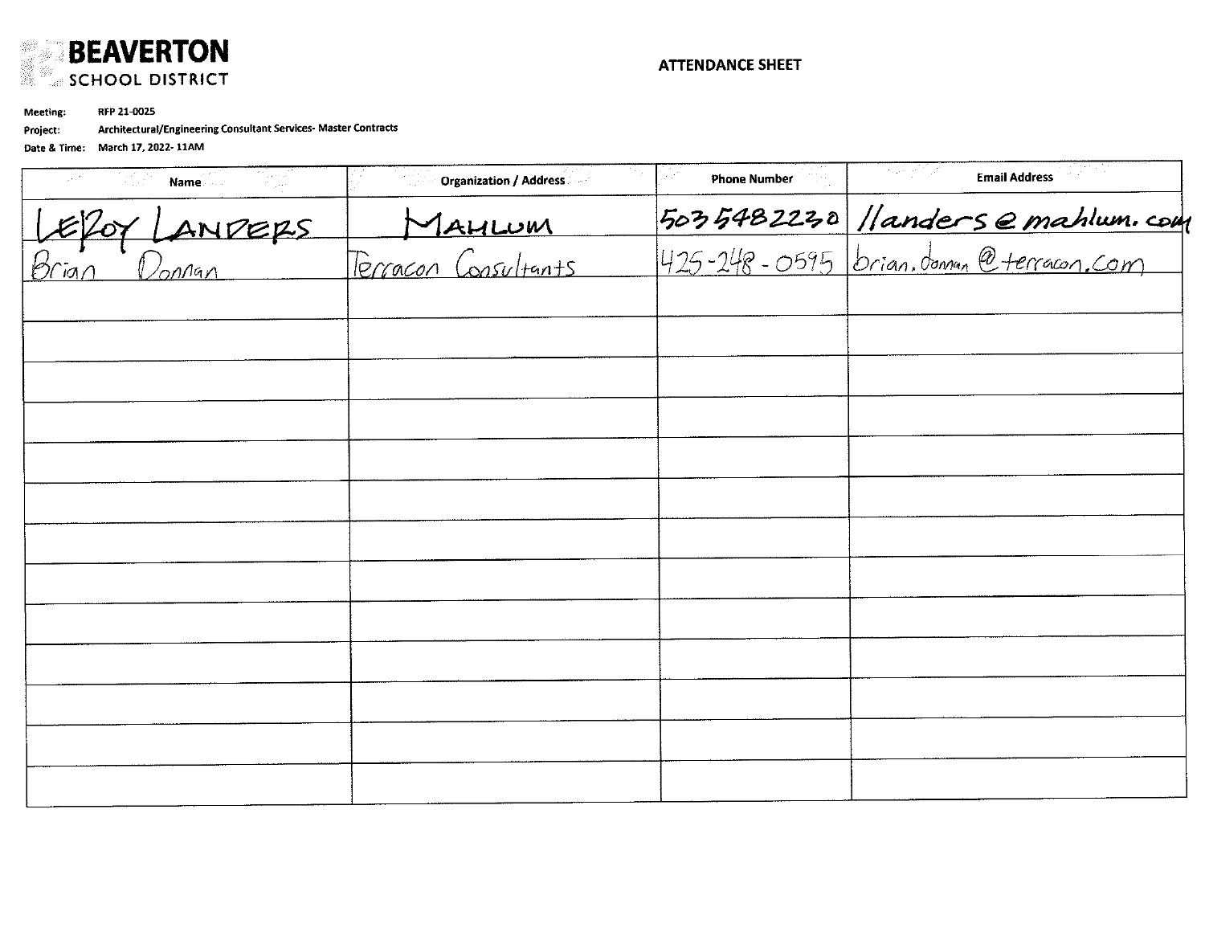**BEAVERTON SCHOOL DISTRICT**

## ATTENDANCE SHEET

**Meeting:** RFP 21-0025
**Project:** Architectural/Engineering Consultant Services- Master Contracts
**Date & Time:** March 17, 2022- 11AM

| Name | Organization / Address | Phone Number | Email Address |
|---|---|---|---|
| LEROY LANDERS | MAHLUM | 5035482230 | llanders@mahlum.com |
| Brian Donnan | Terracon Consultants | 425-248-0595 | brian.donnan@terracon.com |
| | | | |
| | | | |
| | | | |
| | | | |
| | | | |
| | | | |
| | | | |
| | | | |
| | | | |
| | | | |
| | | | |
| | | | |
| | | | |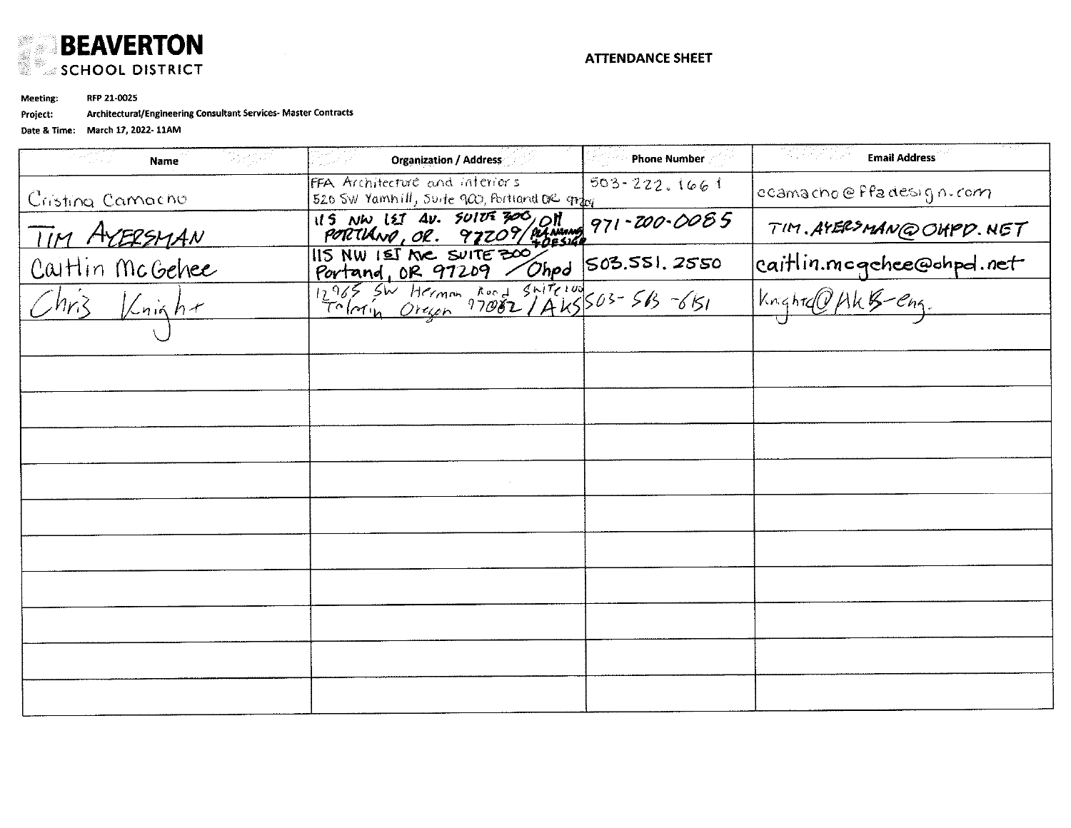**BEAVERTON SCHOOL DISTRICT**

## ATTENDANCE SHEET

**Meeting:** RFP 21-0025

**Project:** Architectural/Engineering Consultant Services- Master Contracts

**Date & Time:** March 17, 2022- 11AM

| Name | Organization / Address | Phone Number | Email Address |
|---|---|---|---|
| Cristina Camacho | FFA Architecture and interiors 520 SW Yamhill, Suite 900, Portland OR 97204 | 503-222.1661 | ccamacho@ffadesign.com |
| TIM AYERSMAN | 115 NW 1ST AV. SUITE 300, PORTLAND, OR. 97209 / OH PLANNING + DESIGN | 971-200-0085 | TIM.AYERSMAN@OHPD.NET |
| Caitlin McGehee | 115 NW 1ST Ave SUITE 300 Portand, OR 97209 / Ohpd | 503.551.2550 | caitlin.mcgehee@ohpd.net |
| Chris Knight | 12965 SW Herman Road Suite 100 Tualatin Oregon 97062 / AKS | 503-563-6151 | KnightC@AKS-eng. |
| | | | |
| | | | |
| | | | |
| | | | |
| | | | |
| | | | |
| | | | |
| | | | |
| | | | |
| | | | |
| | | | |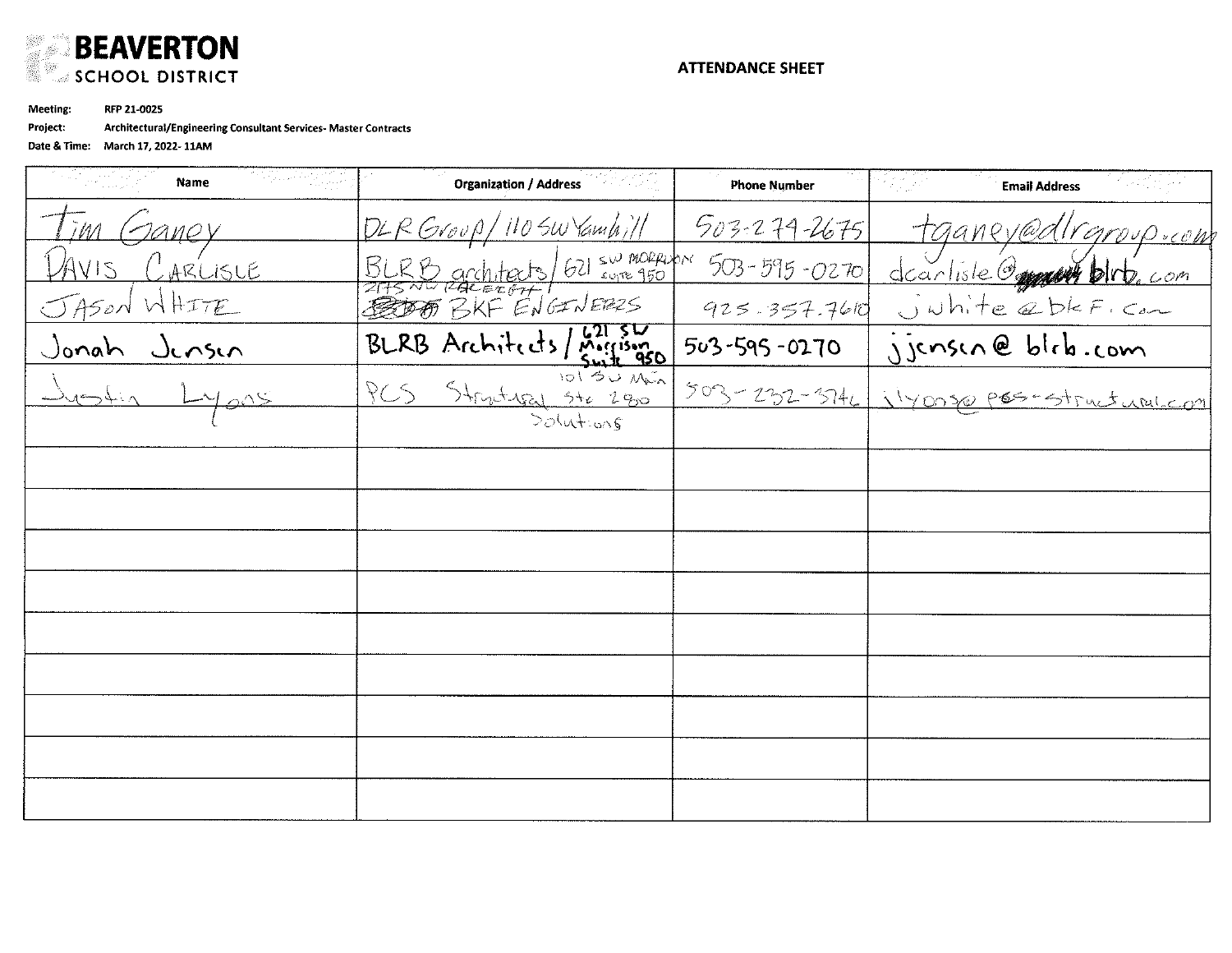**BEAVERTON SCHOOL DISTRICT**

## ATTENDANCE SHEET

**Meeting:** RFP 21-0025
**Project:** Architectural/Engineering Consultant Services- Master Contracts
**Date & Time:** March 17, 2022- 11AM

| Name | Organization / Address | Phone Number | Email Address |
|---|---|---|---|
| Tim Ganey | DLR Group / 110 SW Yamhill | 503-274-2675 | tganey@dlrgroup.com |
| Davis Carlisle | BLRB architects / 621 SW Morrison Suite 950 | 503-595-0270 | dcarlisle@blrb.com |
| Jason White | ~~275 NW Raleigh~~ BKF Engineers | 925.357.7610 | jwhite@bkf.com |
| Jonah Jensen | BLRB Architects / 621 SW Morrison Suite 950 | 503-595-0270 | jjensen@blrb.com |
| Justin Lyons | PCS Structural Solutions 101 SW Main Ste 280 | 503-232-3746 | jlyons@pcs-structural.com |
| | | | |
| | | | |
| | | | |
| | | | |
| | | | |
| | | | |
| | | | |
| | | | |
| | | | |
| | | | |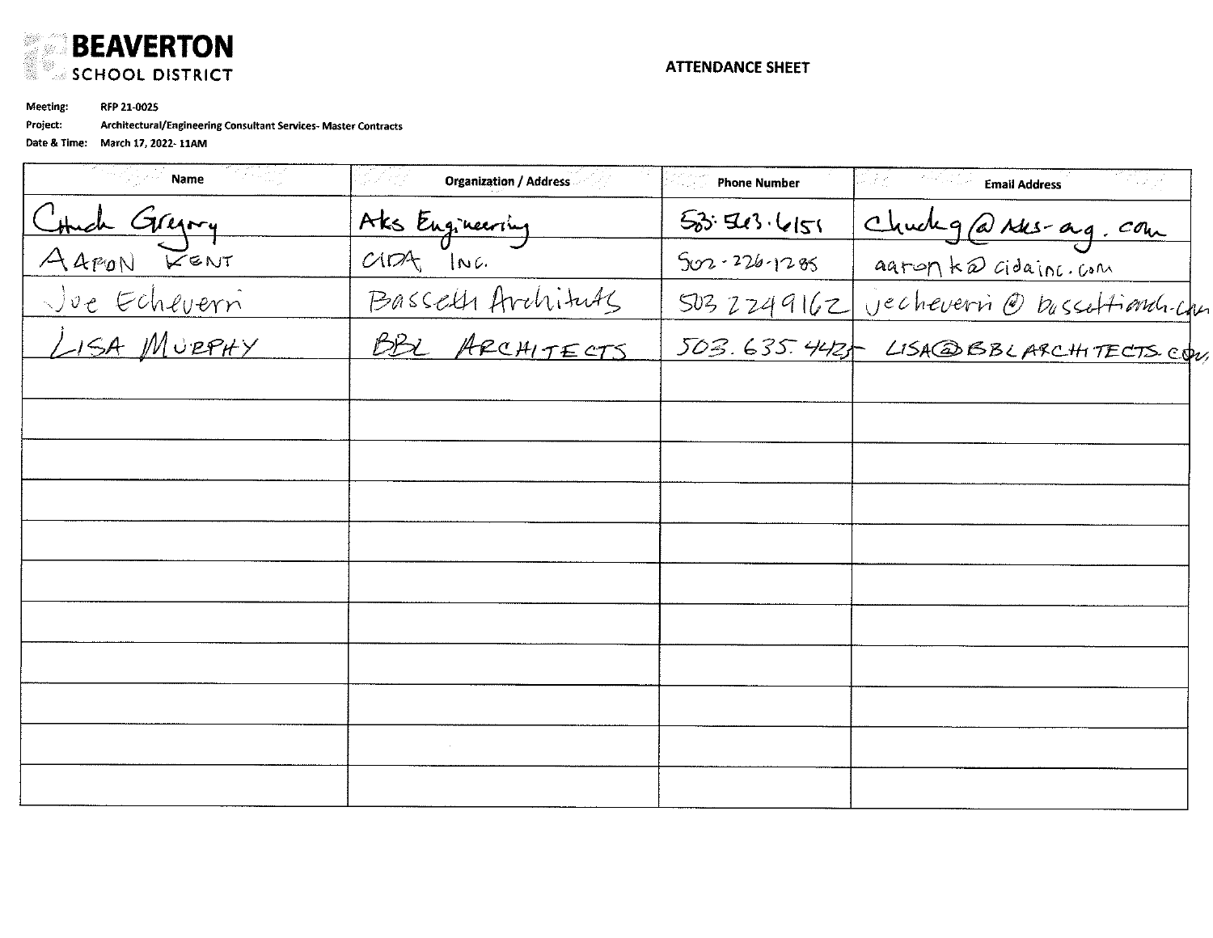**BEAVERTON SCHOOL DISTRICT**

**ATTENDANCE SHEET**

**Meeting:** RFP 21-0025

**Project:** Architectural/Engineering Consultant Services- Master Contracts

**Date & Time:** March 17, 2022- 11AM

| Name | Organization / Address | Phone Number | Email Address |
|---|---|---|---|
| Chuck Gregory | Aks Engineering | 503.563.6151 | chuckg@aks-eng.com |
| AARON KENT | CIDA, INC. | 503-226-1285 | aaronk@cidainc.com |
| Joe Echeverri | Bassetti Architects | 503 224 9162 | jecheverri@bassettiarch.com |
| LISA MURPHY | BBL ARCHITECTS | 503.635.4425 | LISA@BBLARCHITECTS.COM |
| | | | |
| | | | |
| | | | |
| | | | |
| | | | |
| | | | |
| | | | |
| | | | |
| | | | |
| | | | |
| | | | |